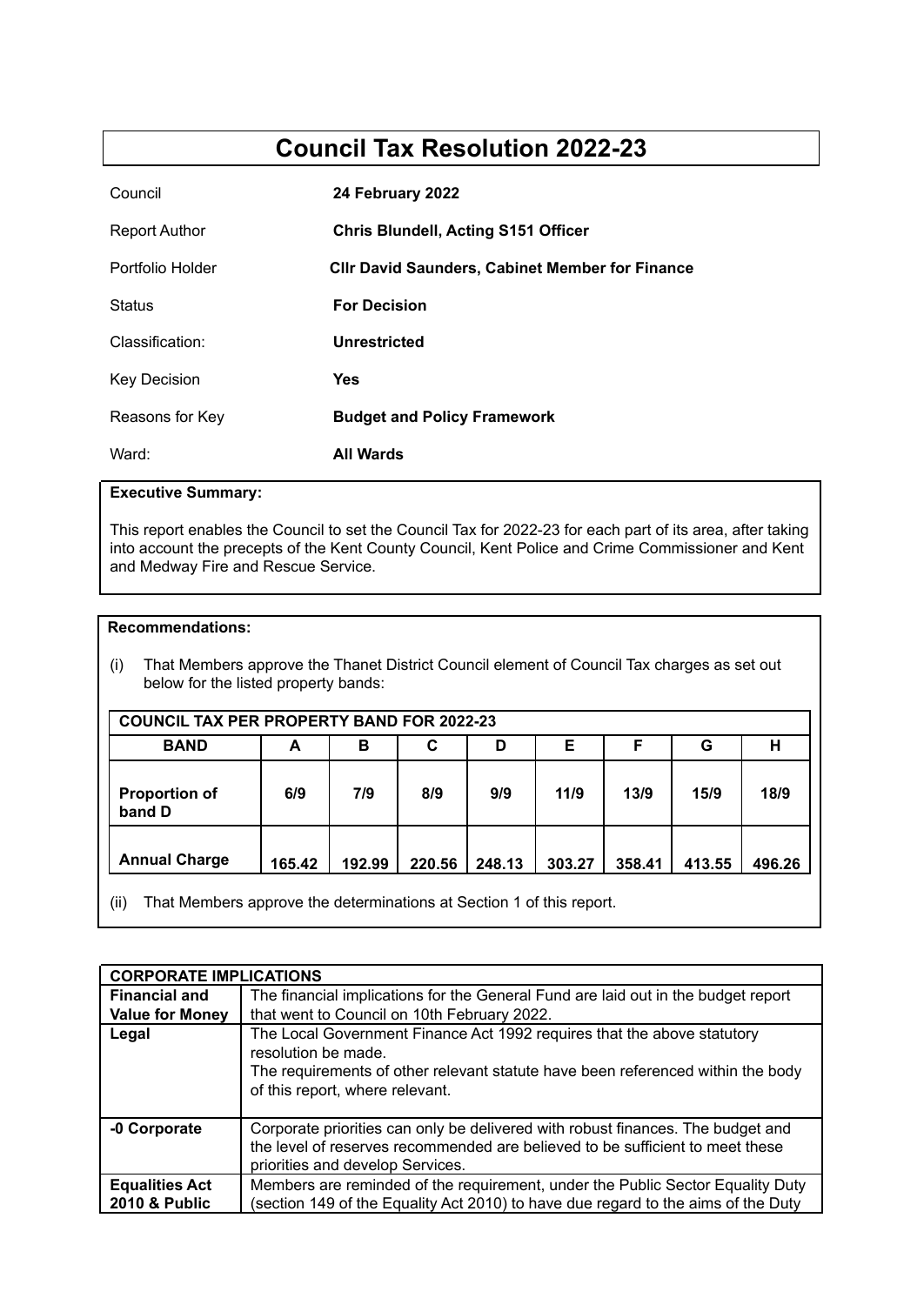# Council Tax Resolution 2022-23

| | |
|---|---|
| Council | **24 February 2022** |
| Report Author | **Chris Blundell, Acting S151 Officer** |
| Portfolio Holder | **Cllr David Saunders, Cabinet Member for Finance** |
| Status | **For Decision** |
| Classification: | **Unrestricted** |
| Key Decision | **Yes** |
| Reasons for Key | **Budget and Policy Framework** |
| Ward: | **All Wards** |

**Executive Summary:**

This report enables the Council to set the Council Tax for 2022-23 for each part of its area, after taking into account the precepts of the Kent County Council, Kent Police and Crime Commissioner and Kent and Medway Fire and Rescue Service.

**Recommendations:**

(i) That Members approve the Thanet District Council element of Council Tax charges as set out below for the listed property bands:

| COUNCIL TAX PER PROPERTY BAND FOR 2022-23 | | | | | | | | |
|---|---|---|---|---|---|---|---|---|
| **BAND** | **A** | **B** | **C** | **D** | **E** | **F** | **G** | **H** |
| **Proportion of band D** | **6/9** | **7/9** | **8/9** | **9/9** | **11/9** | **13/9** | **15/9** | **18/9** |
| **Annual Charge** | **165.42** | **192.99** | **220.56** | **248.13** | **303.27** | **358.41** | **413.55** | **496.26** |

(ii) That Members approve the determinations at Section 1 of this report.

| CORPORATE IMPLICATIONS | |
|---|---|
| **Financial and Value for Money** | The financial implications for the General Fund are laid out in the budget report that went to Council on 10th February 2022. |
| **Legal** | The Local Government Finance Act 1992 requires that the above statutory resolution be made.<br>The requirements of other relevant statute have been referenced within the body of this report, where relevant. |
| **-0 Corporate** | Corporate priorities can only be delivered with robust finances. The budget and the level of reserves recommended are believed to be sufficient to meet these priorities and develop Services. |
| **Equalities Act 2010 & Public** | Members are reminded of the requirement, under the Public Sector Equality Duty (section 149 of the Equality Act 2010) to have due regard to the aims of the Duty |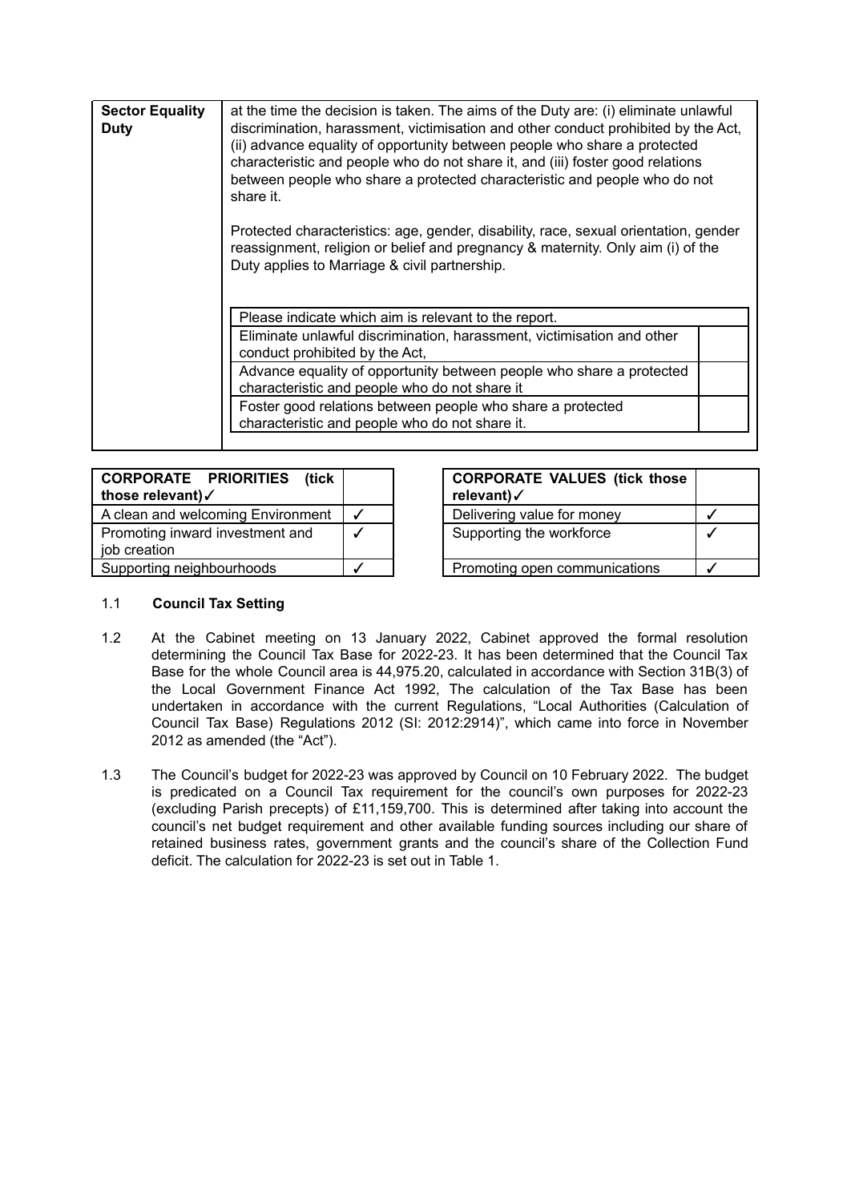| **Sector Equality Duty** | at the time the decision is taken. The aims of the Duty are: (i) eliminate unlawful discrimination, harassment, victimisation and other conduct prohibited by the Act, (ii) advance equality of opportunity between people who share a protected characteristic and people who do not share it, and (iii) foster good relations between people who share a protected characteristic and people who do not share it.<br><br>Protected characteristics: age, gender, disability, race, sexual orientation, gender reassignment, religion or belief and pregnancy & maternity. Only aim (i) of the Duty applies to Marriage & civil partnership. |
|---|---|

| Please indicate which aim is relevant to the report. | |
|---|---|
| Eliminate unlawful discrimination, harassment, victimisation and other conduct prohibited by the Act, | |
| Advance equality of opportunity between people who share a protected characteristic and people who do not share it | |
| Foster good relations between people who share a protected characteristic and people who do not share it. | |

| **CORPORATE PRIORITIES (tick those relevant)✓** | |
|---|---|
| A clean and welcoming Environment | ✓ |
| Promoting inward investment and job creation | ✓ |
| Supporting neighbourhoods | ✓ |

| **CORPORATE VALUES (tick those relevant)✓** | |
|---|---|
| Delivering value for money | ✓ |
| Supporting the workforce | ✓ |
| Promoting open communications | ✓ |

1.1 **Council Tax Setting**

1.2 At the Cabinet meeting on 13 January 2022, Cabinet approved the formal resolution determining the Council Tax Base for 2022-23. It has been determined that the Council Tax Base for the whole Council area is 44,975.20, calculated in accordance with Section 31B(3) of the Local Government Finance Act 1992, The calculation of the Tax Base has been undertaken in accordance with the current Regulations, "Local Authorities (Calculation of Council Tax Base) Regulations 2012 (SI: 2012:2914)", which came into force in November 2012 as amended (the "Act").

1.3 The Council's budget for 2022-23 was approved by Council on 10 February 2022. The budget is predicated on a Council Tax requirement for the council's own purposes for 2022-23 (excluding Parish precepts) of £11,159,700. This is determined after taking into account the council's net budget requirement and other available funding sources including our share of retained business rates, government grants and the council's share of the Collection Fund deficit. The calculation for 2022-23 is set out in Table 1.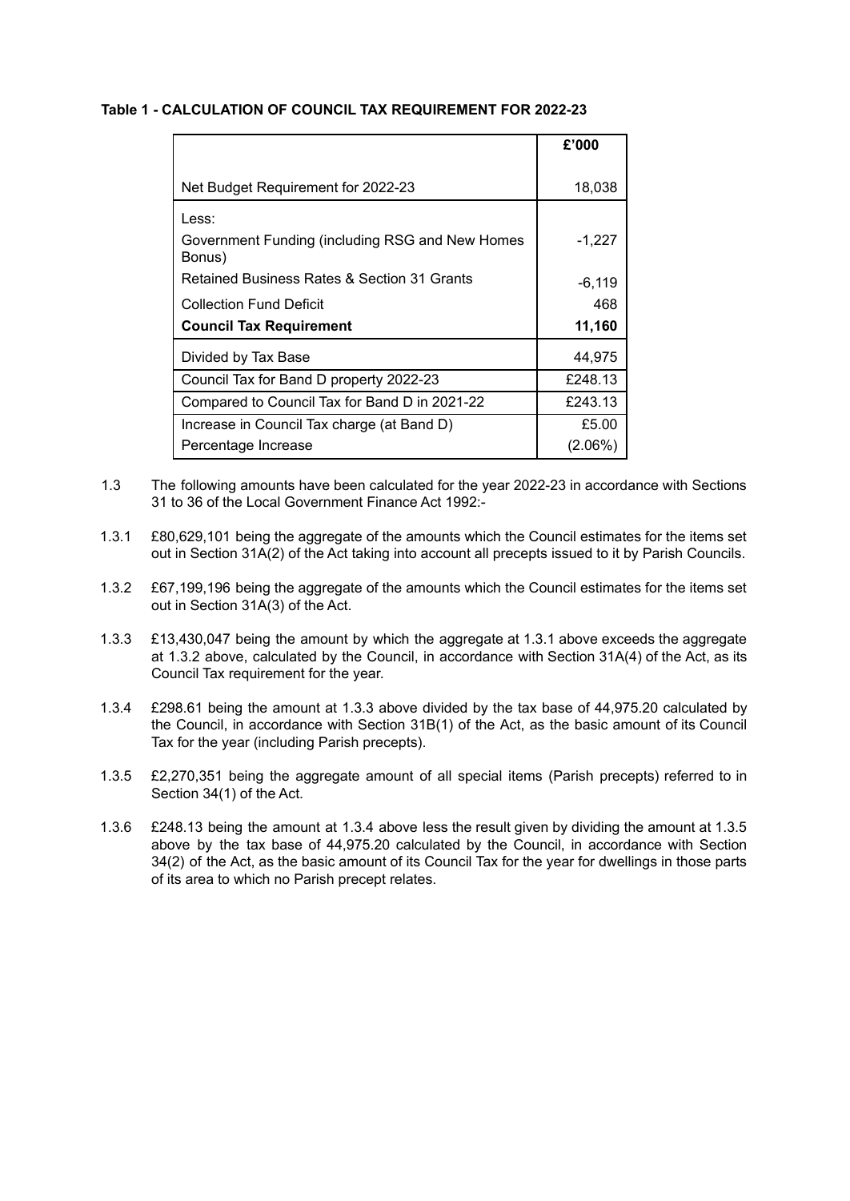**Table 1 - CALCULATION OF COUNCIL TAX REQUIREMENT FOR 2022-23**

| | £'000 |
|---|---|
| Net Budget Requirement for 2022-23 | 18,038 |
| Less: | |
| Government Funding (including RSG and New Homes Bonus) | -1,227 |
| Retained Business Rates & Section 31 Grants | -6,119 |
| Collection Fund Deficit | 468 |
| **Council Tax Requirement** | **11,160** |
| Divided by Tax Base | 44,975 |
| Council Tax for Band D property 2022-23 | £248.13 |
| Compared to Council Tax for Band D in 2021-22 | £243.13 |
| Increase in Council Tax charge (at Band D) | £5.00 |
| Percentage Increase | (2.06%) |

1.3 The following amounts have been calculated for the year 2022-23 in accordance with Sections 31 to 36 of the Local Government Finance Act 1992:-

1.3.1 £80,629,101 being the aggregate of the amounts which the Council estimates for the items set out in Section 31A(2) of the Act taking into account all precepts issued to it by Parish Councils.

1.3.2 £67,199,196 being the aggregate of the amounts which the Council estimates for the items set out in Section 31A(3) of the Act.

1.3.3 £13,430,047 being the amount by which the aggregate at 1.3.1 above exceeds the aggregate at 1.3.2 above, calculated by the Council, in accordance with Section 31A(4) of the Act, as its Council Tax requirement for the year.

1.3.4 £298.61 being the amount at 1.3.3 above divided by the tax base of 44,975.20 calculated by the Council, in accordance with Section 31B(1) of the Act, as the basic amount of its Council Tax for the year (including Parish precepts).

1.3.5 £2,270,351 being the aggregate amount of all special items (Parish precepts) referred to in Section 34(1) of the Act.

1.3.6 £248.13 being the amount at 1.3.4 above less the result given by dividing the amount at 1.3.5 above by the tax base of 44,975.20 calculated by the Council, in accordance with Section 34(2) of the Act, as the basic amount of its Council Tax for the year for dwellings in those parts of its area to which no Parish precept relates.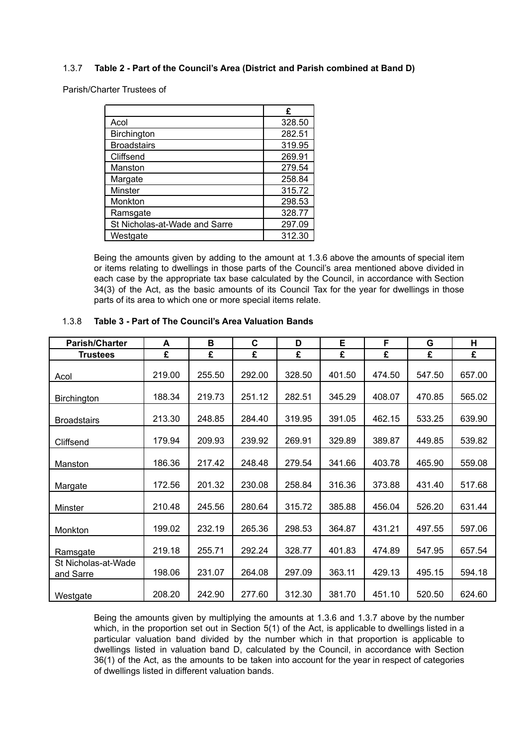1.3.7 **Table 2 - Part of the Council's Area (District and Parish combined at Band D)**

Parish/Charter Trustees of

| | £ |
|---|---|
| Acol | 328.50 |
| Birchington | 282.51 |
| Broadstairs | 319.95 |
| Cliffsend | 269.91 |
| Manston | 279.54 |
| Margate | 258.84 |
| Minster | 315.72 |
| Monkton | 298.53 |
| Ramsgate | 328.77 |
| St Nicholas-at-Wade and Sarre | 297.09 |
| Westgate | 312.30 |

Being the amounts given by adding to the amount at 1.3.6 above the amounts of special item or items relating to dwellings in those parts of the Council's area mentioned above divided in each case by the appropriate tax base calculated by the Council, in accordance with Section 34(3) of the Act, as the basic amounts of its Council Tax for the year for dwellings in those parts of its area to which one or more special items relate.

1.3.8 **Table 3 - Part of The Council's Area Valuation Bands**

| Parish/Charter Trustees | A £ | B £ | C £ | D £ | E £ | F £ | G £ | H £ |
|---|---|---|---|---|---|---|---|---|
| Acol | 219.00 | 255.50 | 292.00 | 328.50 | 401.50 | 474.50 | 547.50 | 657.00 |
| Birchington | 188.34 | 219.73 | 251.12 | 282.51 | 345.29 | 408.07 | 470.85 | 565.02 |
| Broadstairs | 213.30 | 248.85 | 284.40 | 319.95 | 391.05 | 462.15 | 533.25 | 639.90 |
| Cliffsend | 179.94 | 209.93 | 239.92 | 269.91 | 329.89 | 389.87 | 449.85 | 539.82 |
| Manston | 186.36 | 217.42 | 248.48 | 279.54 | 341.66 | 403.78 | 465.90 | 559.08 |
| Margate | 172.56 | 201.32 | 230.08 | 258.84 | 316.36 | 373.88 | 431.40 | 517.68 |
| Minster | 210.48 | 245.56 | 280.64 | 315.72 | 385.88 | 456.04 | 526.20 | 631.44 |
| Monkton | 199.02 | 232.19 | 265.36 | 298.53 | 364.87 | 431.21 | 497.55 | 597.06 |
| Ramsgate | 219.18 | 255.71 | 292.24 | 328.77 | 401.83 | 474.89 | 547.95 | 657.54 |
| St Nicholas-at-Wade and Sarre | 198.06 | 231.07 | 264.08 | 297.09 | 363.11 | 429.13 | 495.15 | 594.18 |
| Westgate | 208.20 | 242.90 | 277.60 | 312.30 | 381.70 | 451.10 | 520.50 | 624.60 |

Being the amounts given by multiplying the amounts at 1.3.6 and 1.3.7 above by the number which, in the proportion set out in Section 5(1) of the Act, is applicable to dwellings listed in a particular valuation band divided by the number which in that proportion is applicable to dwellings listed in valuation band D, calculated by the Council, in accordance with Section 36(1) of the Act, as the amounts to be taken into account for the year in respect of categories of dwellings listed in different valuation bands.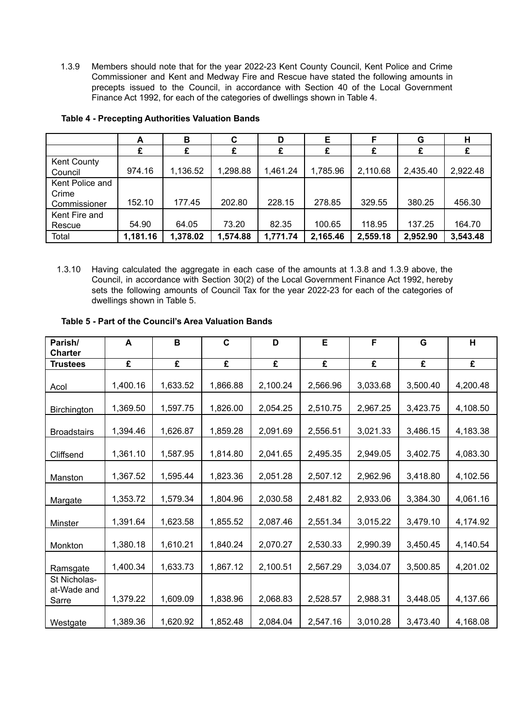1.3.9 Members should note that for the year 2022-23 Kent County Council, Kent Police and Crime Commissioner and Kent and Medway Fire and Rescue have stated the following amounts in precepts issued to the Council, in accordance with Section 40 of the Local Government Finance Act 1992, for each of the categories of dwellings shown in Table 4.

**Table 4 - Precepting Authorities Valuation Bands**

| | A | B | C | D | E | F | G | H |
|---|---|---|---|---|---|---|---|---|
| | £ | £ | £ | £ | £ | £ | £ | £ |
| Kent County Council | 974.16 | 1,136.52 | 1,298.88 | 1,461.24 | 1,785.96 | 2,110.68 | 2,435.40 | 2,922.48 |
| Kent Police and Crime Commissioner | 152.10 | 177.45 | 202.80 | 228.15 | 278.85 | 329.55 | 380.25 | 456.30 |
| Kent Fire and Rescue | 54.90 | 64.05 | 73.20 | 82.35 | 100.65 | 118.95 | 137.25 | 164.70 |
| Total | **1,181.16** | **1,378.02** | **1,574.88** | **1,771.74** | **2,165.46** | **2,559.18** | **2,952.90** | **3,543.48** |

1.3.10 Having calculated the aggregate in each case of the amounts at 1.3.8 and 1.3.9 above, the Council, in accordance with Section 30(2) of the Local Government Finance Act 1992, hereby sets the following amounts of Council Tax for the year 2022-23 for each of the categories of dwellings shown in Table 5.

**Table 5 - Part of the Council's Area Valuation Bands**

| Parish/ Charter | A | B | C | D | E | F | G | H |
|---|---|---|---|---|---|---|---|---|
| **Trustees** | £ | £ | £ | £ | £ | £ | £ | £ |
| Acol | 1,400.16 | 1,633.52 | 1,866.88 | 2,100.24 | 2,566.96 | 3,033.68 | 3,500.40 | 4,200.48 |
| Birchington | 1,369.50 | 1,597.75 | 1,826.00 | 2,054.25 | 2,510.75 | 2,967.25 | 3,423.75 | 4,108.50 |
| Broadstairs | 1,394.46 | 1,626.87 | 1,859.28 | 2,091.69 | 2,556.51 | 3,021.33 | 3,486.15 | 4,183.38 |
| Cliffsend | 1,361.10 | 1,587.95 | 1,814.80 | 2,041.65 | 2,495.35 | 2,949.05 | 3,402.75 | 4,083.30 |
| Manston | 1,367.52 | 1,595.44 | 1,823.36 | 2,051.28 | 2,507.12 | 2,962.96 | 3,418.80 | 4,102.56 |
| Margate | 1,353.72 | 1,579.34 | 1,804.96 | 2,030.58 | 2,481.82 | 2,933.06 | 3,384.30 | 4,061.16 |
| Minster | 1,391.64 | 1,623.58 | 1,855.52 | 2,087.46 | 2,551.34 | 3,015.22 | 3,479.10 | 4,174.92 |
| Monkton | 1,380.18 | 1,610.21 | 1,840.24 | 2,070.27 | 2,530.33 | 2,990.39 | 3,450.45 | 4,140.54 |
| Ramsgate | 1,400.34 | 1,633.73 | 1,867.12 | 2,100.51 | 2,567.29 | 3,034.07 | 3,500.85 | 4,201.02 |
| St Nicholas-at-Wade and Sarre | 1,379.22 | 1,609.09 | 1,838.96 | 2,068.83 | 2,528.57 | 2,988.31 | 3,448.05 | 4,137.66 |
| Westgate | 1,389.36 | 1,620.92 | 1,852.48 | 2,084.04 | 2,547.16 | 3,010.28 | 3,473.40 | 4,168.08 |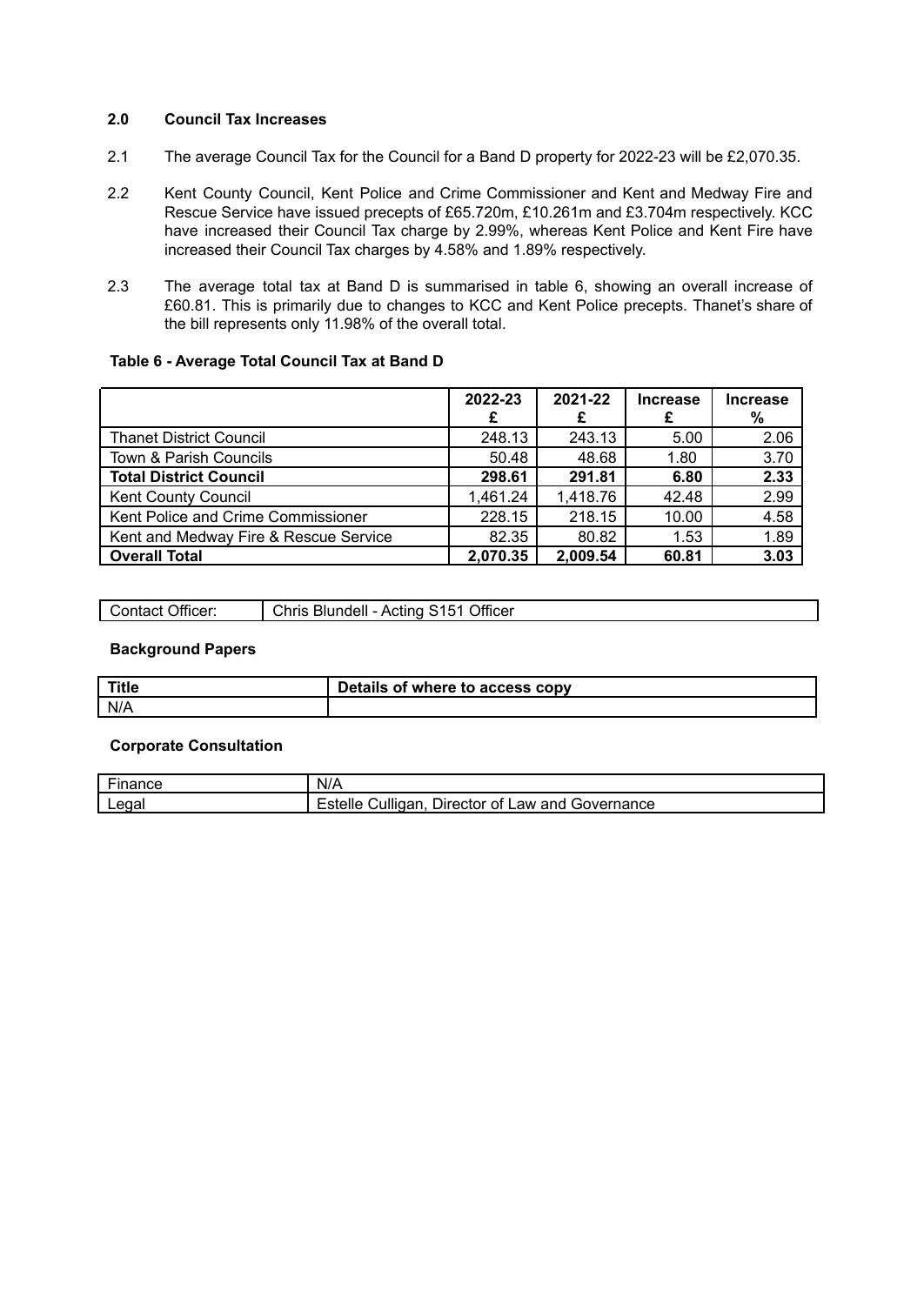## 2.0 Council Tax Increases

2.1 The average Council Tax for the Council for a Band D property for 2022-23 will be £2,070.35.

2.2 Kent County Council, Kent Police and Crime Commissioner and Kent and Medway Fire and Rescue Service have issued precepts of £65.720m, £10.261m and £3.704m respectively. KCC have increased their Council Tax charge by 2.99%, whereas Kent Police and Kent Fire have increased their Council Tax charges by 4.58% and 1.89% respectively.

2.3 The average total tax at Band D is summarised in table 6, showing an overall increase of £60.81. This is primarily due to changes to KCC and Kent Police precepts. Thanet's share of the bill represents only 11.98% of the overall total.

**Table 6 - Average Total Council Tax at Band D**

| | 2022-23 £ | 2021-22 £ | Increase £ | Increase % |
|---|---|---|---|---|
| Thanet District Council | 248.13 | 243.13 | 5.00 | 2.06 |
| Town & Parish Councils | 50.48 | 48.68 | 1.80 | 3.70 |
| **Total District Council** | **298.61** | **291.81** | **6.80** | **2.33** |
| Kent County Council | 1,461.24 | 1,418.76 | 42.48 | 2.99 |
| Kent Police and Crime Commissioner | 228.15 | 218.15 | 10.00 | 4.58 |
| Kent and Medway Fire & Rescue Service | 82.35 | 80.82 | 1.53 | 1.89 |
| **Overall Total** | **2,070.35** | **2,009.54** | **60.81** | **3.03** |

| | |
|---|---|
| Contact Officer: | Chris Blundell - Acting S151 Officer |

**Background Papers**

| Title | Details of where to access copy |
|---|---|
| N/A | |

**Corporate Consultation**

| | |
|---|---|
| Finance | N/A |
| Legal | Estelle Culligan, Director of Law and Governance |